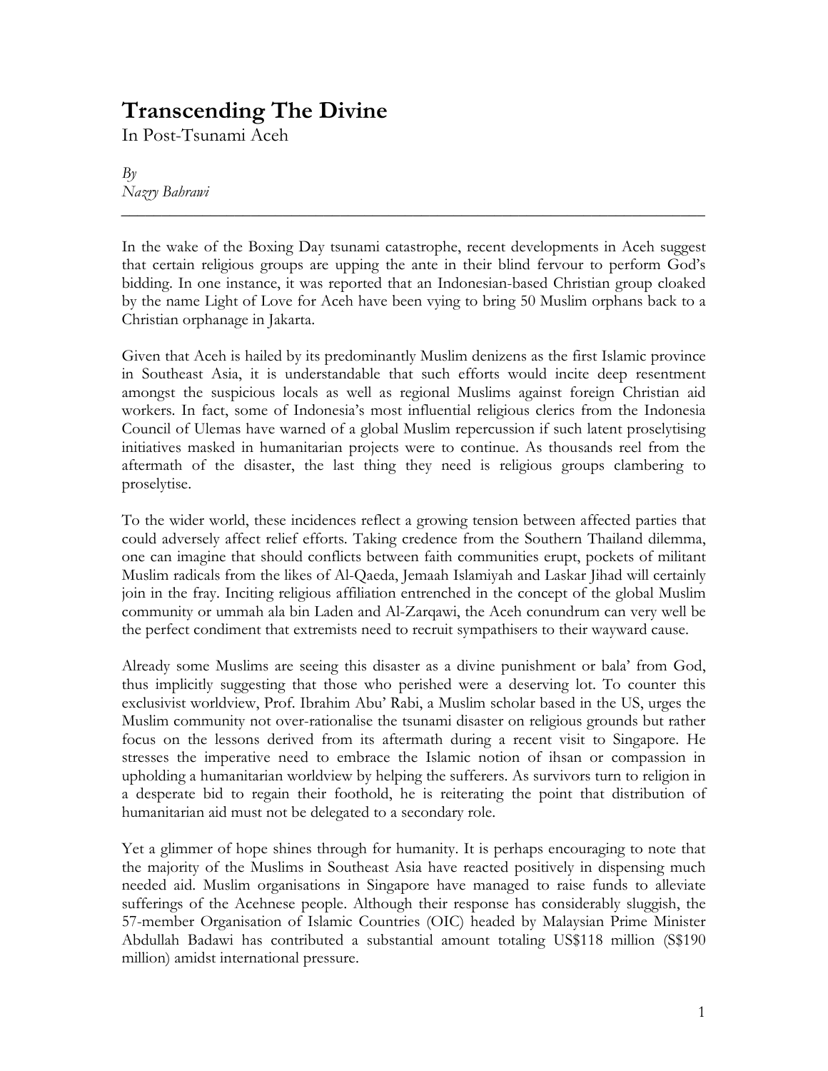# Transcending The Divine

In Post-Tsunami Aceh

*By*
*Nazry Bahrawi*

---

In the wake of the Boxing Day tsunami catastrophe, recent developments in Aceh suggest that certain religious groups are upping the ante in their blind fervour to perform God's bidding. In one instance, it was reported that an Indonesian-based Christian group cloaked by the name Light of Love for Aceh have been vying to bring 50 Muslim orphans back to a Christian orphanage in Jakarta.

Given that Aceh is hailed by its predominantly Muslim denizens as the first Islamic province in Southeast Asia, it is understandable that such efforts would incite deep resentment amongst the suspicious locals as well as regional Muslims against foreign Christian aid workers. In fact, some of Indonesia's most influential religious clerics from the Indonesia Council of Ulemas have warned of a global Muslim repercussion if such latent proselytising initiatives masked in humanitarian projects were to continue. As thousands reel from the aftermath of the disaster, the last thing they need is religious groups clambering to proselytise.

To the wider world, these incidences reflect a growing tension between affected parties that could adversely affect relief efforts. Taking credence from the Southern Thailand dilemma, one can imagine that should conflicts between faith communities erupt, pockets of militant Muslim radicals from the likes of Al-Qaeda, Jemaah Islamiyah and Laskar Jihad will certainly join in the fray. Inciting religious affiliation entrenched in the concept of the global Muslim community or ummah ala bin Laden and Al-Zarqawi, the Aceh conundrum can very well be the perfect condiment that extremists need to recruit sympathisers to their wayward cause.

Already some Muslims are seeing this disaster as a divine punishment or bala' from God, thus implicitly suggesting that those who perished were a deserving lot. To counter this exclusivist worldview, Prof. Ibrahim Abu' Rabi, a Muslim scholar based in the US, urges the Muslim community not over-rationalise the tsunami disaster on religious grounds but rather focus on the lessons derived from its aftermath during a recent visit to Singapore. He stresses the imperative need to embrace the Islamic notion of ihsan or compassion in upholding a humanitarian worldview by helping the sufferers. As survivors turn to religion in a desperate bid to regain their foothold, he is reiterating the point that distribution of humanitarian aid must not be delegated to a secondary role.

Yet a glimmer of hope shines through for humanity. It is perhaps encouraging to note that the majority of the Muslims in Southeast Asia have reacted positively in dispensing much needed aid. Muslim organisations in Singapore have managed to raise funds to alleviate sufferings of the Acehnese people. Although their response has considerably sluggish, the 57-member Organisation of Islamic Countries (OIC) headed by Malaysian Prime Minister Abdullah Badawi has contributed a substantial amount totaling US$118 million (S$190 million) amidst international pressure.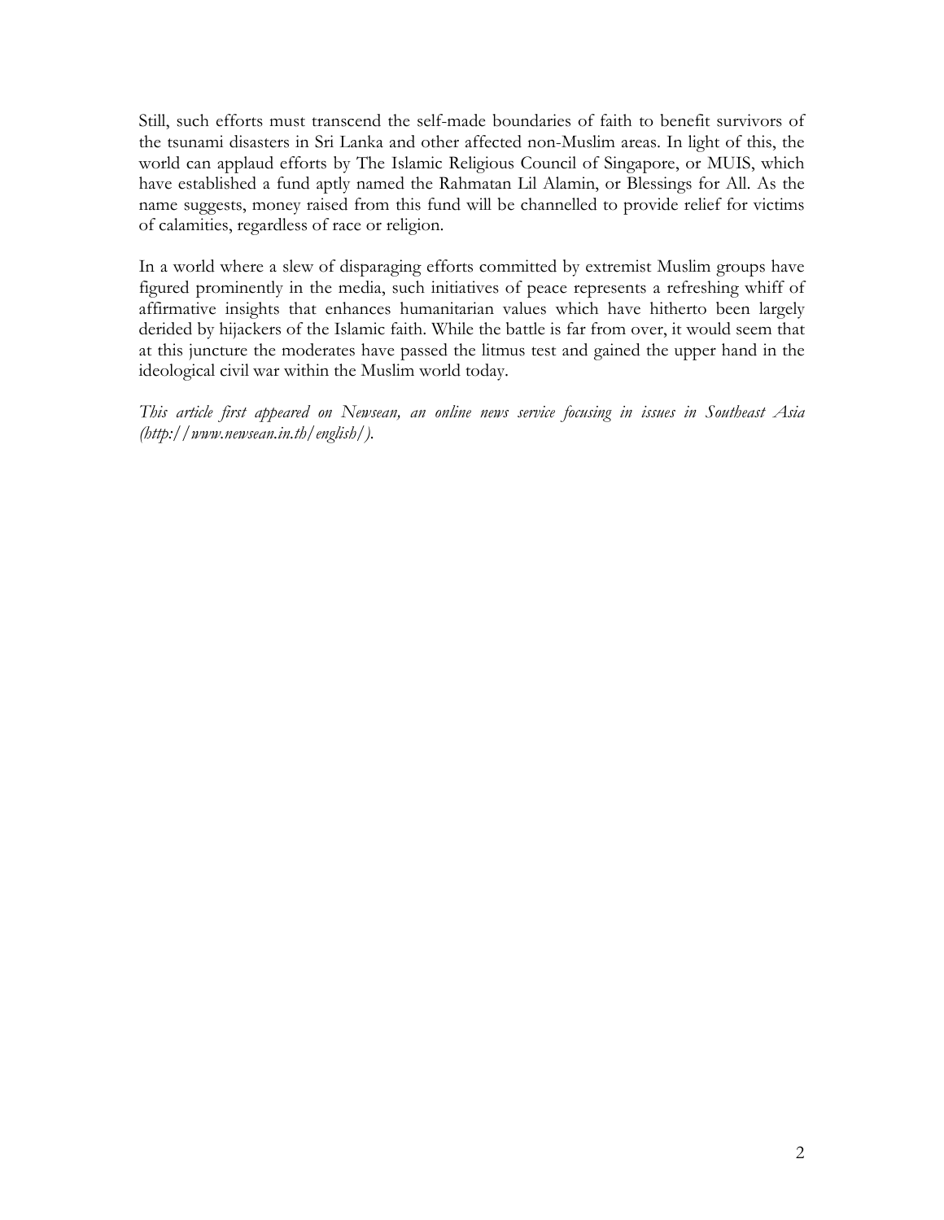Still, such efforts must transcend the self-made boundaries of faith to benefit survivors of the tsunami disasters in Sri Lanka and other affected non-Muslim areas. In light of this, the world can applaud efforts by The Islamic Religious Council of Singapore, or MUIS, which have established a fund aptly named the Rahmatan Lil Alamin, or Blessings for All. As the name suggests, money raised from this fund will be channelled to provide relief for victims of calamities, regardless of race or religion.

In a world where a slew of disparaging efforts committed by extremist Muslim groups have figured prominently in the media, such initiatives of peace represents a refreshing whiff of affirmative insights that enhances humanitarian values which have hitherto been largely derided by hijackers of the Islamic faith. While the battle is far from over, it would seem that at this juncture the moderates have passed the litmus test and gained the upper hand in the ideological civil war within the Muslim world today.

*This article first appeared on Newsean, an online news service focusing in issues in Southeast Asia (http://www.newsean.in.th/english/).*